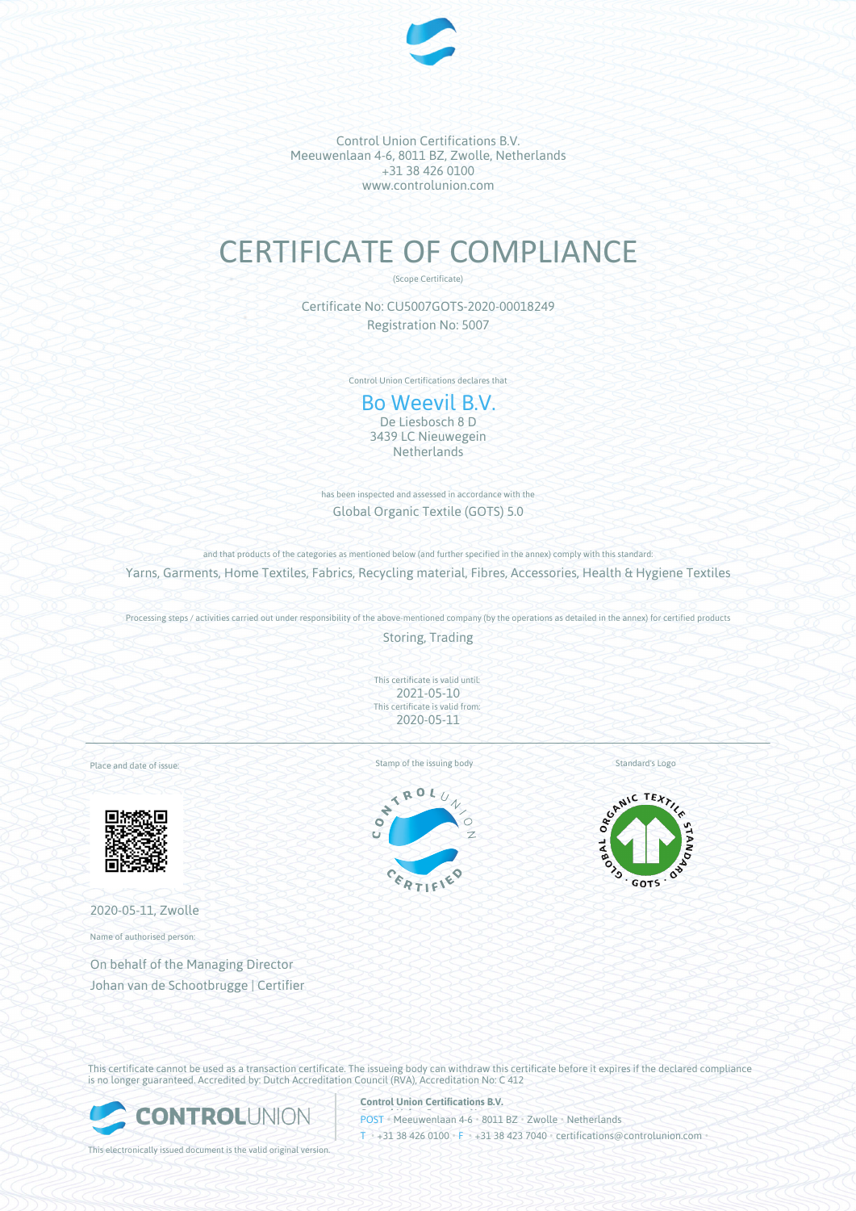Control Union Certifications B.V.
Meeuwenlaan 4-6, 8011 BZ, Zwolle, Netherlands
+31 38 426 0100
www.controlunion.com

# CERTIFICATE OF COMPLIANCE

(Scope Certificate)

Certificate No: CU5007GOTS-2020-00018249
Registration No: 5007

Control Union Certifications declares that

## Bo Weevil B.V.

De Liesbosch 8 D
3439 LC Nieuwegein
Netherlands

has been inspected and assessed in accordance with the

Global Organic Textile (GOTS) 5.0

and that products of the categories as mentioned below (and further specified in the annex) comply with this standard:

Yarns, Garments, Home Textiles, Fabrics, Recycling material, Fibres, Accessories, Health & Hygiene Textiles

Processing steps / activities carried out under responsibility of the above-mentioned company (by the operations as detailed in the annex) for certified products

Storing, Trading

This certificate is valid until:
2021-05-10
This certificate is valid from:
2020-05-11

Place and date of issue:

2020-05-11, Zwolle

Name of authorised person:

On behalf of the Managing Director
Johan van de Schootbrugge | Certifier

Stamp of the issuing body

Standard's Logo

This certificate cannot be used as a transaction certificate. The issueing body can withdraw this certificate before it expires if the declared compliance is no longer guaranteed. Accredited by: Dutch Accreditation Council (RVA), Accreditation No: C 412

This electronically issued document is the valid original version.

**Control Union Certifications B.V.**
POST • Meeuwenlaan 4-6 • 8011 BZ • Zwolle • Netherlands
T • +31 38 426 0100 • F • +31 38 423 7040 • certifications@controlunion.com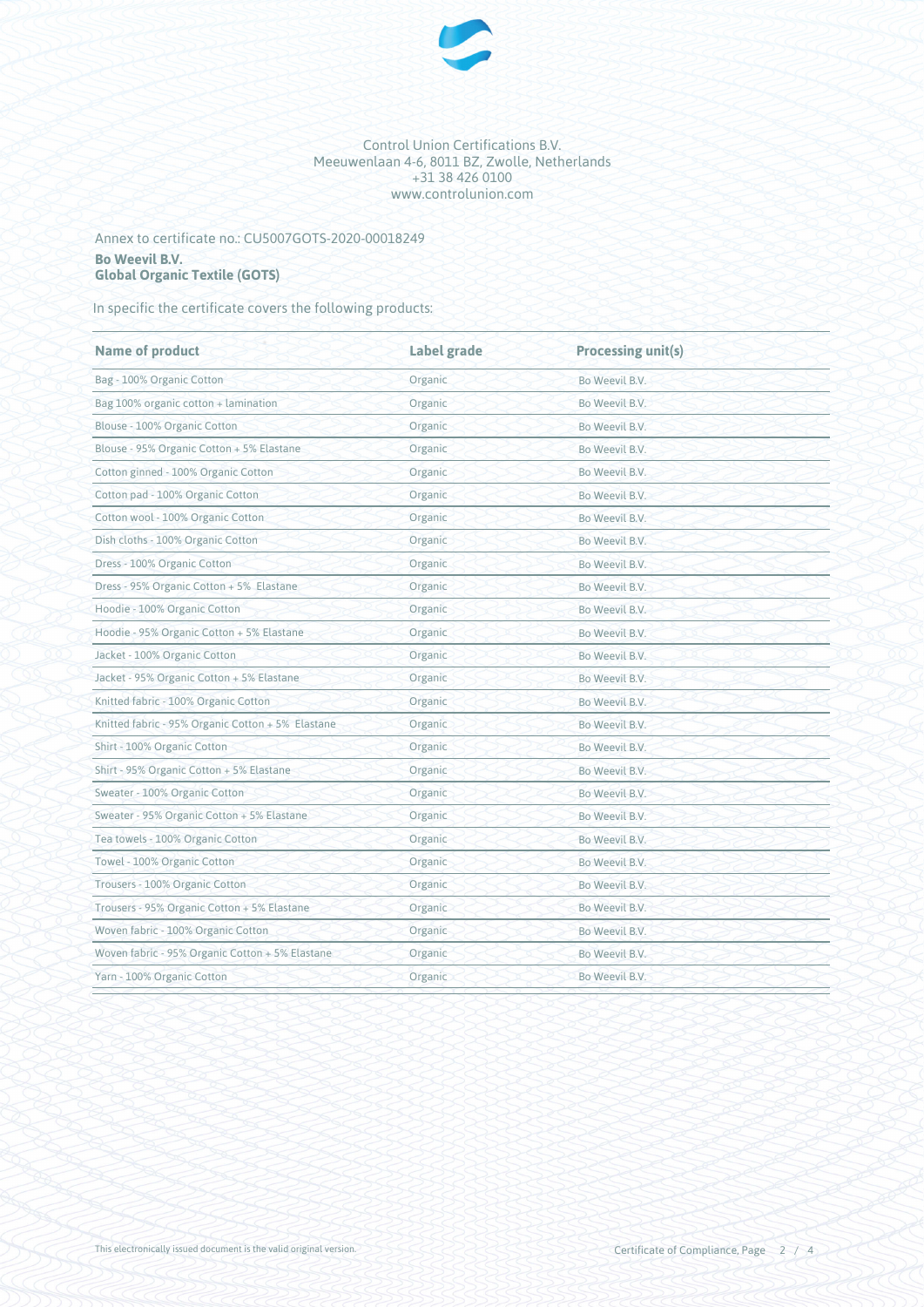Control Union Certifications B.V.
Meeuwenlaan 4-6, 8011 BZ, Zwolle, Netherlands
+31 38 426 0100
www.controlunion.com

Annex to certificate no.: CU5007GOTS-2020-00018249

**Bo Weevil B.V.**
**Global Organic Textile (GOTS)**

In specific the certificate covers the following products:

| Name of product | Label grade | Processing unit(s) |
|---|---|---|
| Bag - 100% Organic Cotton | Organic | Bo Weevil B.V. |
| Bag 100% organic cotton + lamination | Organic | Bo Weevil B.V. |
| Blouse - 100% Organic Cotton | Organic | Bo Weevil B.V. |
| Blouse - 95% Organic Cotton + 5% Elastane | Organic | Bo Weevil B.V. |
| Cotton ginned - 100% Organic Cotton | Organic | Bo Weevil B.V. |
| Cotton pad - 100% Organic Cotton | Organic | Bo Weevil B.V. |
| Cotton wool - 100% Organic Cotton | Organic | Bo Weevil B.V. |
| Dish cloths - 100% Organic Cotton | Organic | Bo Weevil B.V. |
| Dress - 100% Organic Cotton | Organic | Bo Weevil B.V. |
| Dress - 95% Organic Cotton + 5% Elastane | Organic | Bo Weevil B.V. |
| Hoodie - 100% Organic Cotton | Organic | Bo Weevil B.V. |
| Hoodie - 95% Organic Cotton + 5% Elastane | Organic | Bo Weevil B.V. |
| Jacket - 100% Organic Cotton | Organic | Bo Weevil B.V. |
| Jacket - 95% Organic Cotton + 5% Elastane | Organic | Bo Weevil B.V. |
| Knitted fabric - 100% Organic Cotton | Organic | Bo Weevil B.V. |
| Knitted fabric - 95% Organic Cotton + 5% Elastane | Organic | Bo Weevil B.V. |
| Shirt - 100% Organic Cotton | Organic | Bo Weevil B.V. |
| Shirt - 95% Organic Cotton + 5% Elastane | Organic | Bo Weevil B.V. |
| Sweater - 100% Organic Cotton | Organic | Bo Weevil B.V. |
| Sweater - 95% Organic Cotton + 5% Elastane | Organic | Bo Weevil B.V. |
| Tea towels - 100% Organic Cotton | Organic | Bo Weevil B.V. |
| Towel - 100% Organic Cotton | Organic | Bo Weevil B.V. |
| Trousers - 100% Organic Cotton | Organic | Bo Weevil B.V. |
| Trousers - 95% Organic Cotton + 5% Elastane | Organic | Bo Weevil B.V. |
| Woven fabric - 100% Organic Cotton | Organic | Bo Weevil B.V. |
| Woven fabric - 95% Organic Cotton + 5% Elastane | Organic | Bo Weevil B.V. |
| Yarn - 100% Organic Cotton | Organic | Bo Weevil B.V. |

This electronically issued document is the valid original version.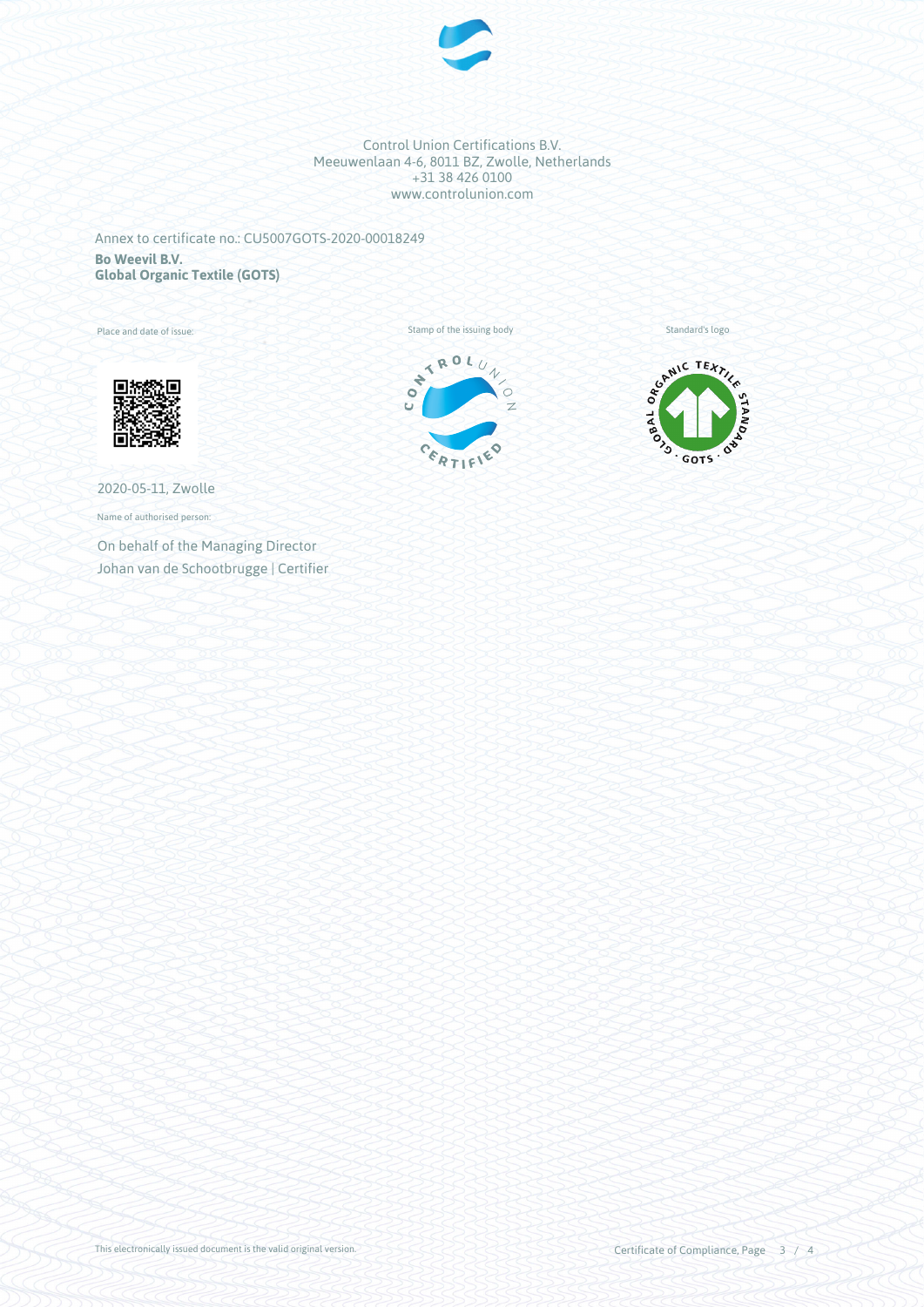Control Union Certifications B.V.
Meeuwenlaan 4-6, 8011 BZ, Zwolle, Netherlands
+31 38 426 0100
www.controlunion.com

Annex to certificate no.: CU5007GOTS-2020-00018249

**Bo Weevil B.V.**
**Global Organic Textile (GOTS)**

Place and date of issue:

2020-05-11, Zwolle

Name of authorised person:

On behalf of the Managing Director
Johan van de Schootbrugge | Certifier

Stamp of the issuing body

Standard's logo

This electronically issued document is the valid original version.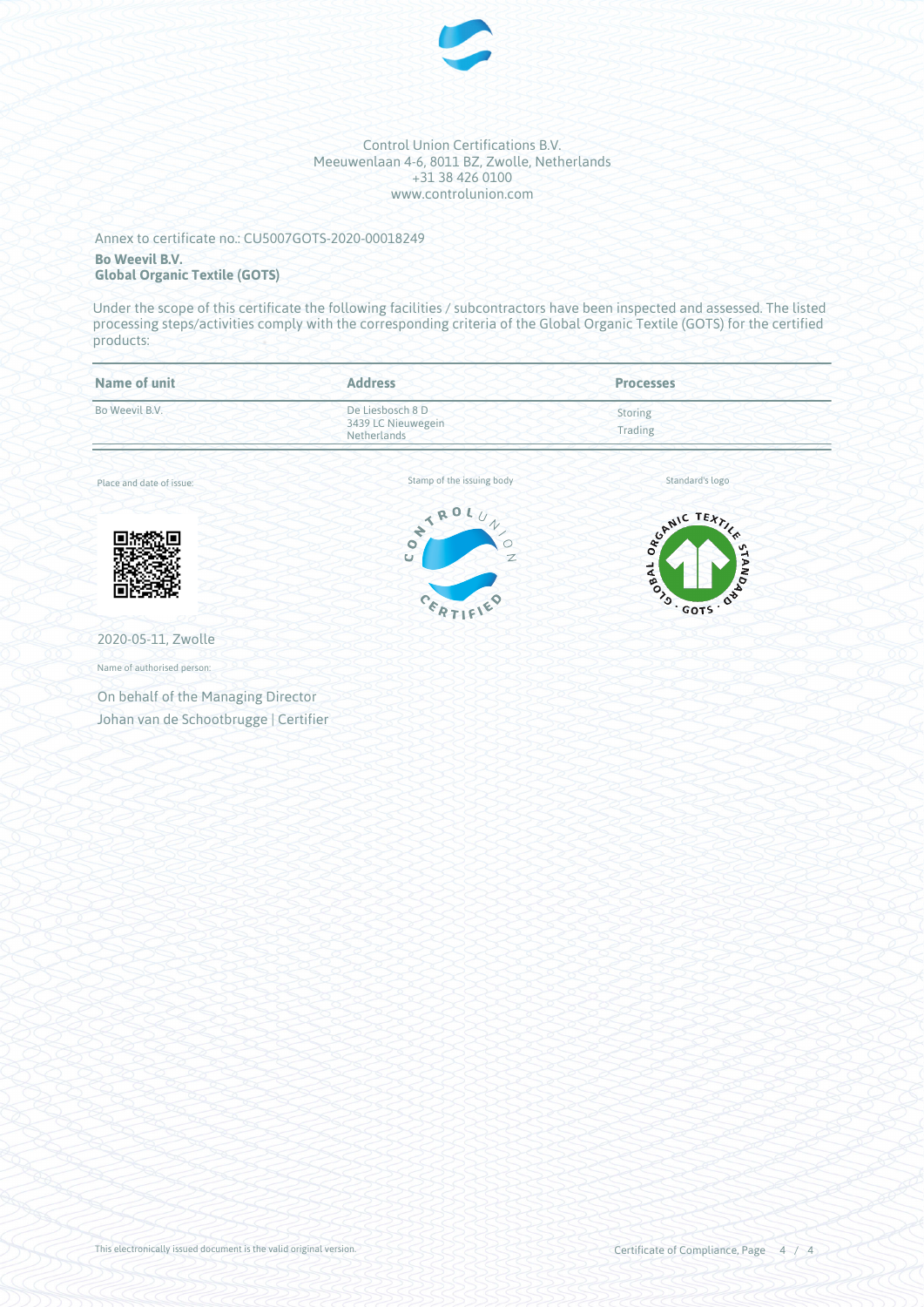Control Union Certifications B.V.
Meeuwenlaan 4-6, 8011 BZ, Zwolle, Netherlands
+31 38 426 0100
www.controlunion.com

Annex to certificate no.: CU5007GOTS-2020-00018249

**Bo Weevil B.V.**
**Global Organic Textile (GOTS)**

Under the scope of this certificate the following facilities / subcontractors have been inspected and assessed. The listed processing steps/activities comply with the corresponding criteria of the Global Organic Textile (GOTS) for the certified products:

| Name of unit | Address | Processes |
| --- | --- | --- |
| Bo Weevil B.V. | De Liesbosch 8 D<br>3439 LC Nieuwegein<br>Netherlands | Storing<br>Trading |

Place and date of issue:

2020-05-11, Zwolle

Stamp of the issuing body

Standard's logo

Name of authorised person:

On behalf of the Managing Director
Johan van de Schootbrugge | Certifier

This electronically issued document is the valid original version.